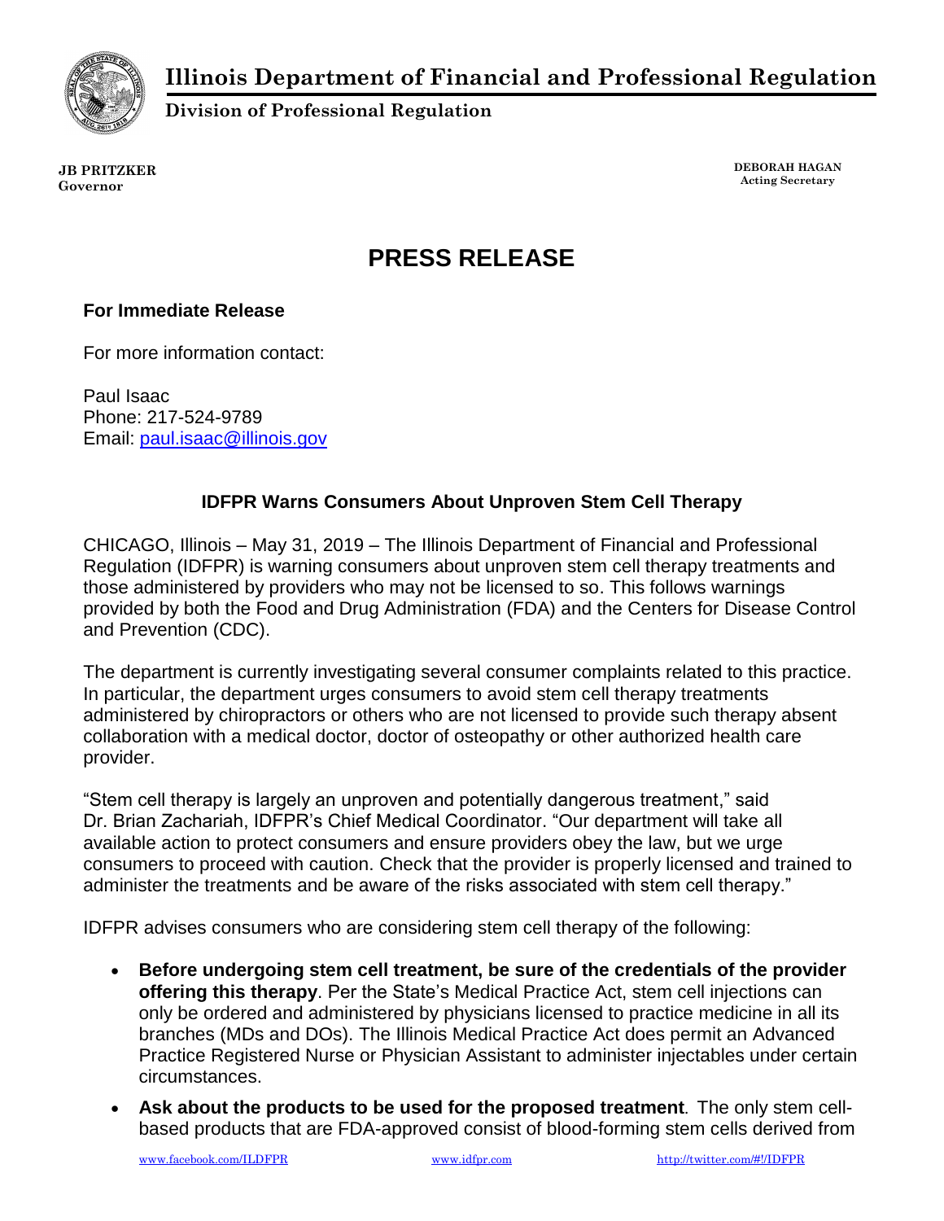# Illinois Department of Financial and Professional Regulation

**Division of Professional Regulation**

**JB PRITZKER**
**Governor**

**DEBORAH HAGAN**
**Acting Secretary**

## PRESS RELEASE

**For Immediate Release**

For more information contact:

Paul Isaac
Phone: 217-524-9789
Email: paul.isaac@illinois.gov

### IDFPR Warns Consumers About Unproven Stem Cell Therapy

CHICAGO, Illinois – May 31, 2019 – The Illinois Department of Financial and Professional Regulation (IDFPR) is warning consumers about unproven stem cell therapy treatments and those administered by providers who may not be licensed to so. This follows warnings provided by both the Food and Drug Administration (FDA) and the Centers for Disease Control and Prevention (CDC).

The department is currently investigating several consumer complaints related to this practice. In particular, the department urges consumers to avoid stem cell therapy treatments administered by chiropractors or others who are not licensed to provide such therapy absent collaboration with a medical doctor, doctor of osteopathy or other authorized health care provider.

"Stem cell therapy is largely an unproven and potentially dangerous treatment," said Dr. Brian Zachariah, IDFPR's Chief Medical Coordinator. "Our department will take all available action to protect consumers and ensure providers obey the law, but we urge consumers to proceed with caution. Check that the provider is properly licensed and trained to administer the treatments and be aware of the risks associated with stem cell therapy."

IDFPR advises consumers who are considering stem cell therapy of the following:

- **Before undergoing stem cell treatment, be sure of the credentials of the provider offering this therapy**. Per the State's Medical Practice Act, stem cell injections can only be ordered and administered by physicians licensed to practice medicine in all its branches (MDs and DOs). The Illinois Medical Practice Act does permit an Advanced Practice Registered Nurse or Physician Assistant to administer injectables under certain circumstances.
- **Ask about the products to be used for the proposed treatment**. The only stem cell-based products that are FDA-approved consist of blood-forming stem cells derived from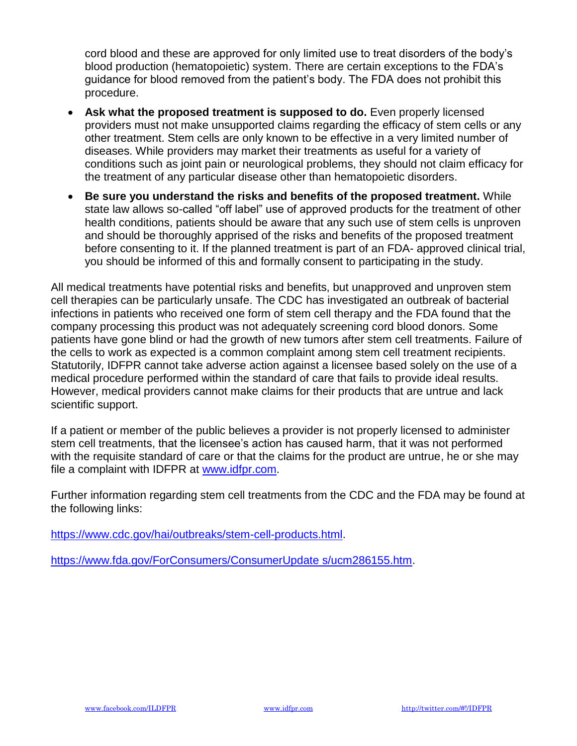cord blood and these are approved for only limited use to treat disorders of the body's blood production (hematopoietic) system. There are certain exceptions to the FDA's guidance for blood removed from the patient's body. The FDA does not prohibit this procedure.

- **Ask what the proposed treatment is supposed to do.** Even properly licensed providers must not make unsupported claims regarding the efficacy of stem cells or any other treatment. Stem cells are only known to be effective in a very limited number of diseases. While providers may market their treatments as useful for a variety of conditions such as joint pain or neurological problems, they should not claim efficacy for the treatment of any particular disease other than hematopoietic disorders.
- **Be sure you understand the risks and benefits of the proposed treatment.** While state law allows so-called "off label" use of approved products for the treatment of other health conditions, patients should be aware that any such use of stem cells is unproven and should be thoroughly apprised of the risks and benefits of the proposed treatment before consenting to it. If the planned treatment is part of an FDA- approved clinical trial, you should be informed of this and formally consent to participating in the study.

All medical treatments have potential risks and benefits, but unapproved and unproven stem cell therapies can be particularly unsafe. The CDC has investigated an outbreak of bacterial infections in patients who received one form of stem cell therapy and the FDA found that the company processing this product was not adequately screening cord blood donors. Some patients have gone blind or had the growth of new tumors after stem cell treatments. Failure of the cells to work as expected is a common complaint among stem cell treatment recipients. Statutorily, IDFPR cannot take adverse action against a licensee based solely on the use of a medical procedure performed within the standard of care that fails to provide ideal results. However, medical providers cannot make claims for their products that are untrue and lack scientific support.

If a patient or member of the public believes a provider is not properly licensed to administer stem cell treatments, that the licensee's action has caused harm, that it was not performed with the requisite standard of care or that the claims for the product are untrue, he or she may file a complaint with IDFPR at www.idfpr.com.

Further information regarding stem cell treatments from the CDC and the FDA may be found at the following links:

https://www.cdc.gov/hai/outbreaks/stem-cell-products.html.

https://www.fda.gov/ForConsumers/ConsumerUpdate s/ucm286155.htm.